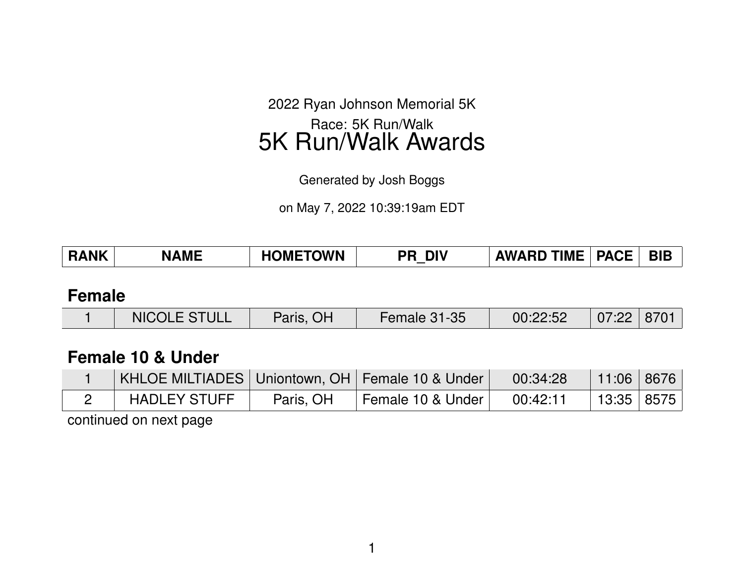2022 Ryan Johnson Memorial 5K

Race: 5K Run/Walk

# 5K Run/Walk Awards

Generated by Josh Boggs

on May 7, 2022 10:39:19am EDT

| RANK | NAME | HOMETOWN | PR_DIV | AWARD TIME | PACE | BIB |
|---|---|---|---|---|---|---|

## Female

| RANK | NAME | HOMETOWN | PR_DIV | AWARD TIME | PACE | BIB |
|---|---|---|---|---|---|---|
| 1 | NICOLE STULL | Paris, OH | Female 31-35 | 00:22:52 | 07:22 | 8701 |

## Female 10 & Under

| RANK | NAME | HOMETOWN | PR_DIV | AWARD TIME | PACE | BIB |
|---|---|---|---|---|---|---|
| 1 | KHLOE MILTIADES | Uniontown, OH | Female 10 & Under | 00:34:28 | 11:06 | 8676 |
| 2 | HADLEY STUFF | Paris, OH | Female 10 & Under | 00:42:11 | 13:35 | 8575 |

continued on next page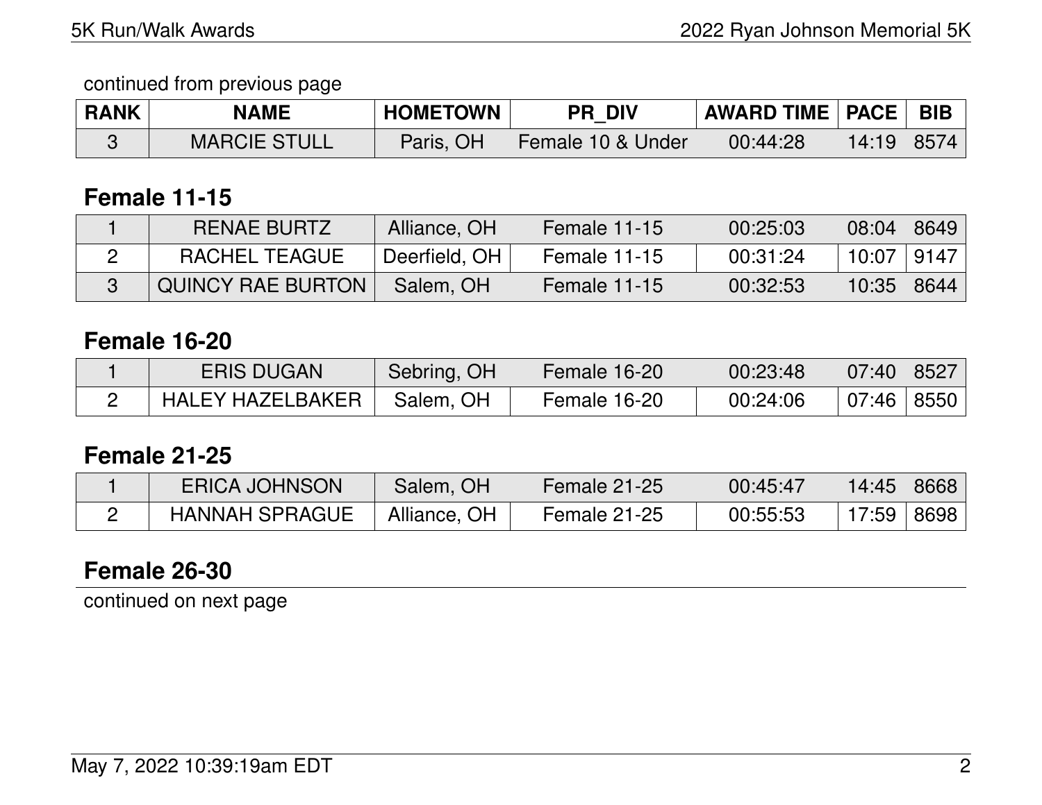continued from previous page

| RANK | NAME | HOMETOWN | PR_DIV | AWARD TIME | PACE | BIB |
|---|---|---|---|---|---|---|
| 3 | MARCIE STULL | Paris, OH | Female 10 & Under | 00:44:28 | 14:19 | 8574 |

## Female 11-15

| RANK | NAME | HOMETOWN | PR_DIV | AWARD TIME | PACE | BIB |
|---|---|---|---|---|---|---|
| 1 | RENAE BURTZ | Alliance, OH | Female 11-15 | 00:25:03 | 08:04 | 8649 |
| 2 | RACHEL TEAGUE | Deerfield, OH | Female 11-15 | 00:31:24 | 10:07 | 9147 |
| 3 | QUINCY RAE BURTON | Salem, OH | Female 11-15 | 00:32:53 | 10:35 | 8644 |

## Female 16-20

| RANK | NAME | HOMETOWN | PR_DIV | AWARD TIME | PACE | BIB |
|---|---|---|---|---|---|---|
| 1 | ERIS DUGAN | Sebring, OH | Female 16-20 | 00:23:48 | 07:40 | 8527 |
| 2 | HALEY HAZELBAKER | Salem, OH | Female 16-20 | 00:24:06 | 07:46 | 8550 |

## Female 21-25

| RANK | NAME | HOMETOWN | PR_DIV | AWARD TIME | PACE | BIB |
|---|---|---|---|---|---|---|
| 1 | ERICA JOHNSON | Salem, OH | Female 21-25 | 00:45:47 | 14:45 | 8668 |
| 2 | HANNAH SPRAGUE | Alliance, OH | Female 21-25 | 00:55:53 | 17:59 | 8698 |

## Female 26-30

continued on next page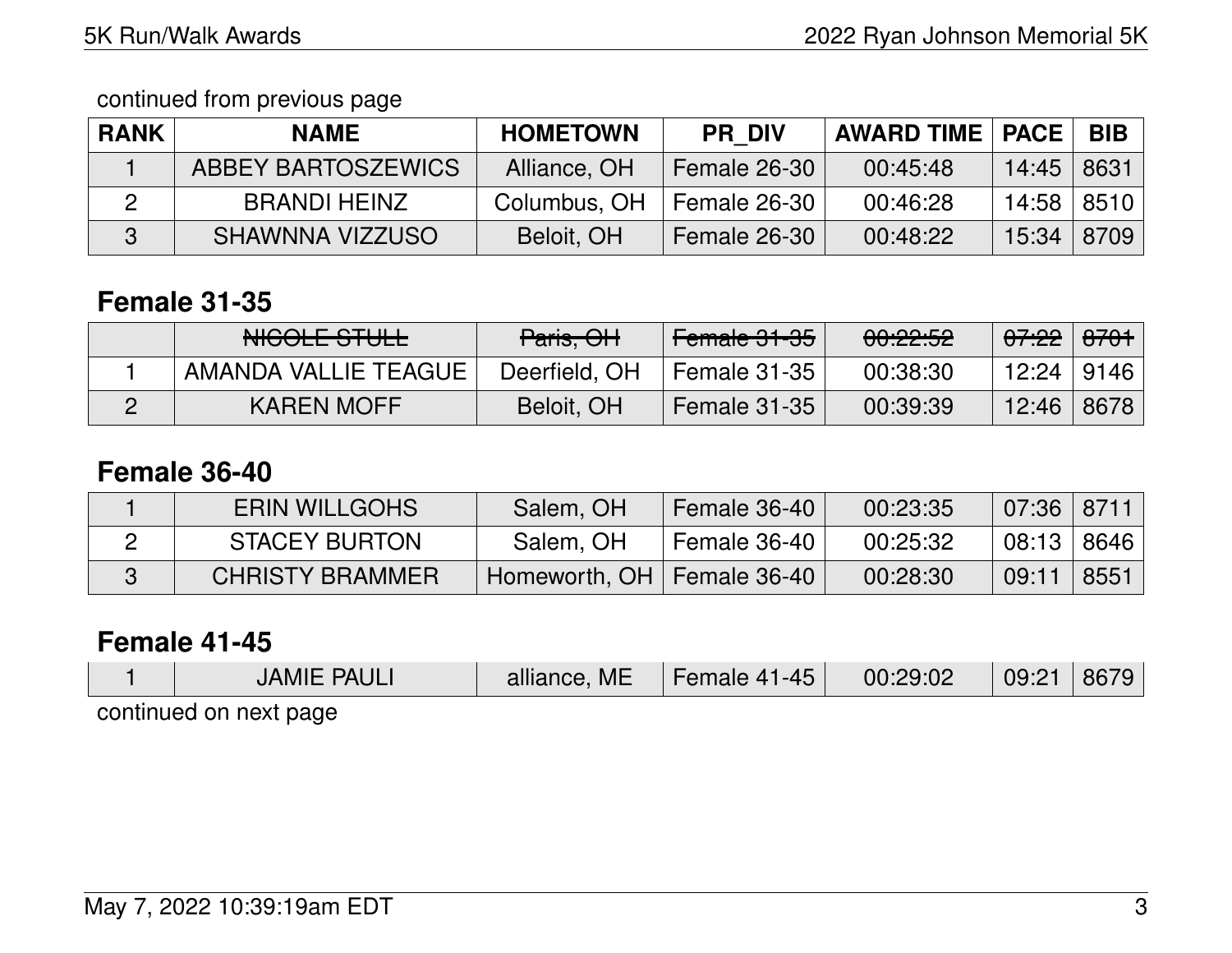continued from previous page

| RANK | NAME | HOMETOWN | PR_DIV | AWARD TIME | PACE | BIB |
|---|---|---|---|---|---|---|
| 1 | ABBEY BARTOSZEWICS | Alliance, OH | Female 26-30 | 00:45:48 | 14:45 | 8631 |
| 2 | BRANDI HEINZ | Columbus, OH | Female 26-30 | 00:46:28 | 14:58 | 8510 |
| 3 | SHAWNNA VIZZUSO | Beloit, OH | Female 26-30 | 00:48:22 | 15:34 | 8709 |

## Female 31-35

| RANK | NAME | HOMETOWN | PR_DIV | AWARD TIME | PACE | BIB |
|---|---|---|---|---|---|---|
| | ~~NICOLE STULL~~ | ~~Paris, OH~~ | ~~Female 31-35~~ | ~~00:22:52~~ | ~~07:22~~ | ~~8701~~ |
| 1 | AMANDA VALLIE TEAGUE | Deerfield, OH | Female 31-35 | 00:38:30 | 12:24 | 9146 |
| 2 | KAREN MOFF | Beloit, OH | Female 31-35 | 00:39:39 | 12:46 | 8678 |

## Female 36-40

| RANK | NAME | HOMETOWN | PR_DIV | AWARD TIME | PACE | BIB |
|---|---|---|---|---|---|---|
| 1 | ERIN WILLGOHS | Salem, OH | Female 36-40 | 00:23:35 | 07:36 | 8711 |
| 2 | STACEY BURTON | Salem, OH | Female 36-40 | 00:25:32 | 08:13 | 8646 |
| 3 | CHRISTY BRAMMER | Homeworth, OH | Female 36-40 | 00:28:30 | 09:11 | 8551 |

## Female 41-45

| RANK | NAME | HOMETOWN | PR_DIV | AWARD TIME | PACE | BIB |
|---|---|---|---|---|---|---|
| 1 | JAMIE PAULI | alliance, ME | Female 41-45 | 00:29:02 | 09:21 | 8679 |

continued on next page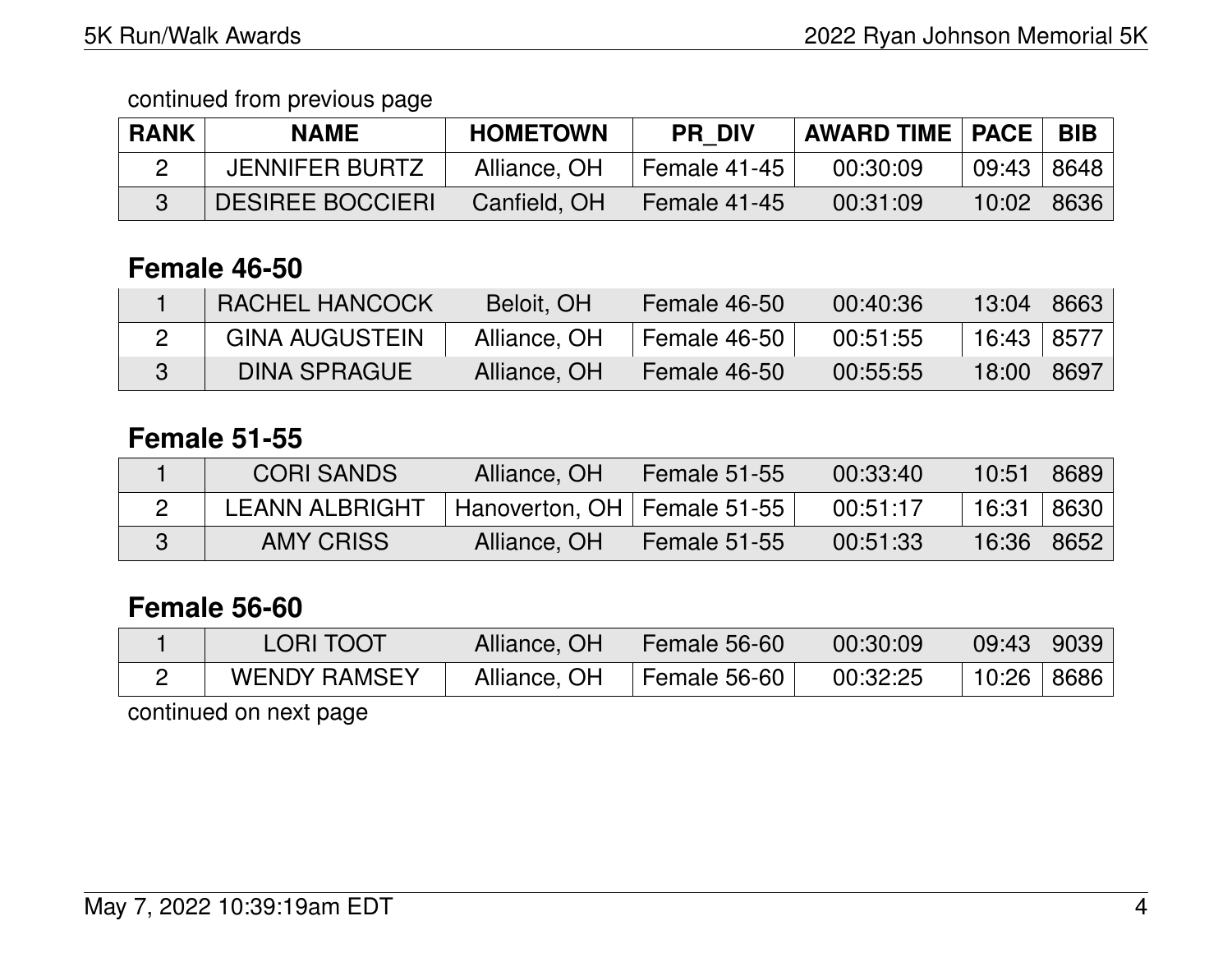continued from previous page

| RANK | NAME | HOMETOWN | PR_DIV | AWARD TIME | PACE | BIB |
|---|---|---|---|---|---|---|
| 2 | JENNIFER BURTZ | Alliance, OH | Female 41-45 | 00:30:09 | 09:43 | 8648 |
| 3 | DESIREE BOCCIERI | Canfield, OH | Female 41-45 | 00:31:09 | 10:02 | 8636 |

## Female 46-50

| RANK | NAME | HOMETOWN | PR_DIV | AWARD TIME | PACE | BIB |
|---|---|---|---|---|---|---|
| 1 | RACHEL HANCOCK | Beloit, OH | Female 46-50 | 00:40:36 | 13:04 | 8663 |
| 2 | GINA AUGUSTEIN | Alliance, OH | Female 46-50 | 00:51:55 | 16:43 | 8577 |
| 3 | DINA SPRAGUE | Alliance, OH | Female 46-50 | 00:55:55 | 18:00 | 8697 |

## Female 51-55

| RANK | NAME | HOMETOWN | PR_DIV | AWARD TIME | PACE | BIB |
|---|---|---|---|---|---|---|
| 1 | CORI SANDS | Alliance, OH | Female 51-55 | 00:33:40 | 10:51 | 8689 |
| 2 | LEANN ALBRIGHT | Hanoverton, OH | Female 51-55 | 00:51:17 | 16:31 | 8630 |
| 3 | AMY CRISS | Alliance, OH | Female 51-55 | 00:51:33 | 16:36 | 8652 |

## Female 56-60

| RANK | NAME | HOMETOWN | PR_DIV | AWARD TIME | PACE | BIB |
|---|---|---|---|---|---|---|
| 1 | LORI TOOT | Alliance, OH | Female 56-60 | 00:30:09 | 09:43 | 9039 |
| 2 | WENDY RAMSEY | Alliance, OH | Female 56-60 | 00:32:25 | 10:26 | 8686 |

continued on next page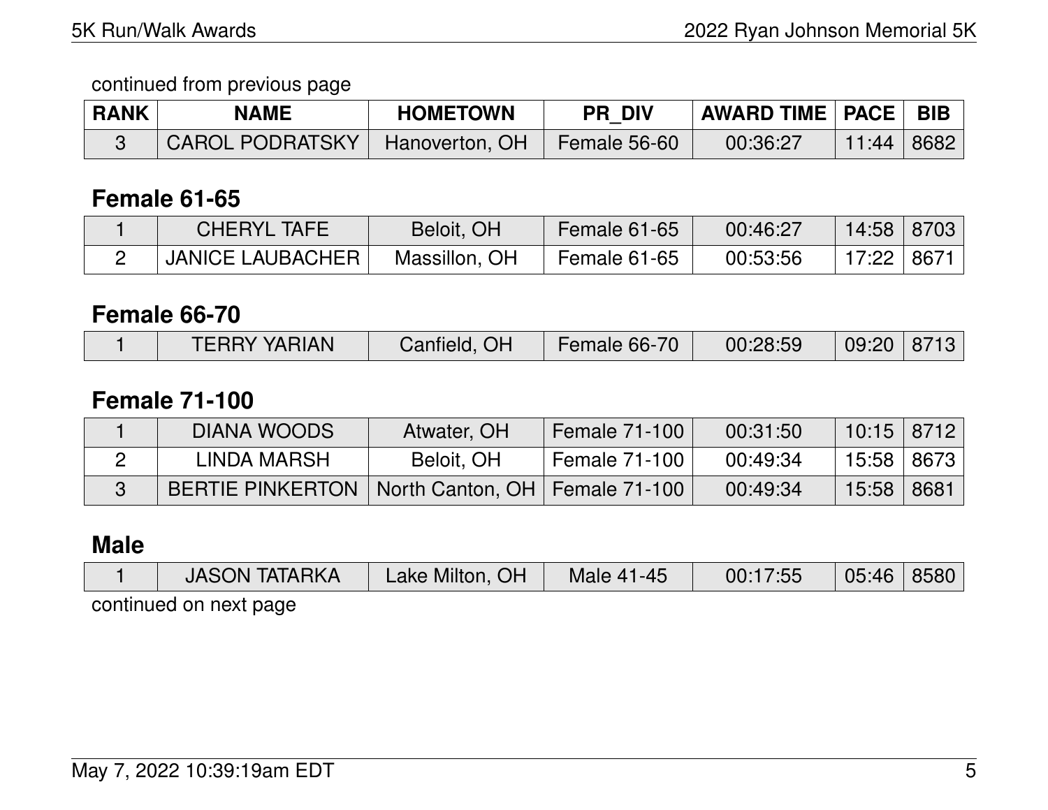continued from previous page

| RANK | NAME | HOMETOWN | PR_DIV | AWARD TIME | PACE | BIB |
|---|---|---|---|---|---|---|
| 3 | CAROL PODRATSKY | Hanoverton, OH | Female 56-60 | 00:36:27 | 11:44 | 8682 |

## Female 61-65

| RANK | NAME | HOMETOWN | PR_DIV | AWARD TIME | PACE | BIB |
|---|---|---|---|---|---|---|
| 1 | CHERYL TAFE | Beloit, OH | Female 61-65 | 00:46:27 | 14:58 | 8703 |
| 2 | JANICE LAUBACHER | Massillon, OH | Female 61-65 | 00:53:56 | 17:22 | 8671 |

## Female 66-70

| RANK | NAME | HOMETOWN | PR_DIV | AWARD TIME | PACE | BIB |
|---|---|---|---|---|---|---|
| 1 | TERRY YARIAN | Canfield, OH | Female 66-70 | 00:28:59 | 09:20 | 8713 |

## Female 71-100

| RANK | NAME | HOMETOWN | PR_DIV | AWARD TIME | PACE | BIB |
|---|---|---|---|---|---|---|
| 1 | DIANA WOODS | Atwater, OH | Female 71-100 | 00:31:50 | 10:15 | 8712 |
| 2 | LINDA MARSH | Beloit, OH | Female 71-100 | 00:49:34 | 15:58 | 8673 |
| 3 | BERTIE PINKERTON | North Canton, OH | Female 71-100 | 00:49:34 | 15:58 | 8681 |

## Male

| RANK | NAME | HOMETOWN | PR_DIV | AWARD TIME | PACE | BIB |
|---|---|---|---|---|---|---|
| 1 | JASON TATARKA | Lake Milton, OH | Male 41-45 | 00:17:55 | 05:46 | 8580 |

continued on next page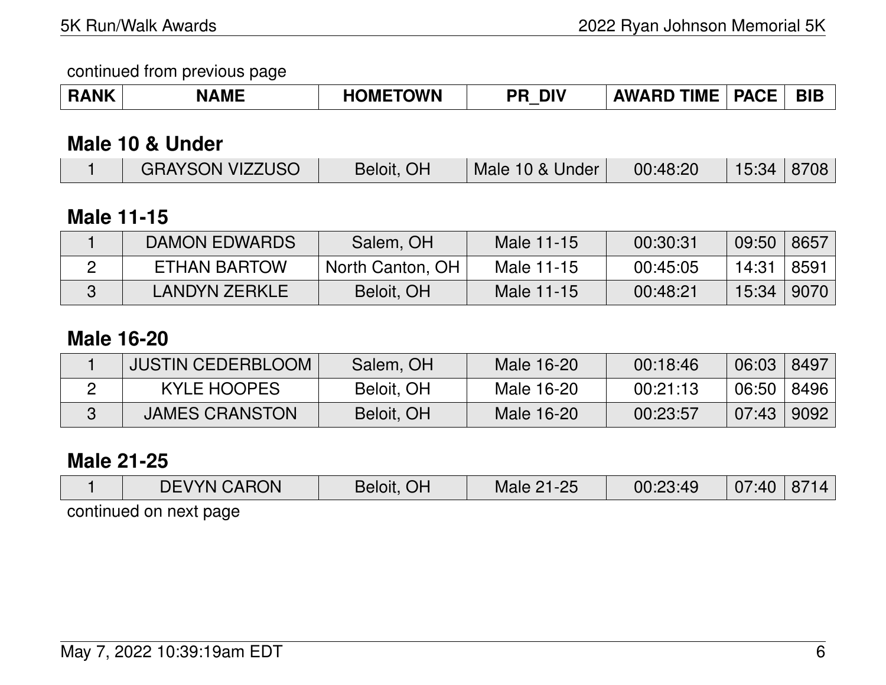continued from previous page

| RANK | NAME | HOMETOWN | PR_DIV | AWARD TIME | PACE | BIB |
|---|---|---|---|---|---|---|

## Male 10 & Under

| RANK | NAME | HOMETOWN | PR_DIV | AWARD TIME | PACE | BIB |
|---|---|---|---|---|---|---|
| 1 | GRAYSON VIZZUSO | Beloit, OH | Male 10 & Under | 00:48:20 | 15:34 | 8708 |

## Male 11-15

| RANK | NAME | HOMETOWN | PR_DIV | AWARD TIME | PACE | BIB |
|---|---|---|---|---|---|---|
| 1 | DAMON EDWARDS | Salem, OH | Male 11-15 | 00:30:31 | 09:50 | 8657 |
| 2 | ETHAN BARTOW | North Canton, OH | Male 11-15 | 00:45:05 | 14:31 | 8591 |
| 3 | LANDYN ZERKLE | Beloit, OH | Male 11-15 | 00:48:21 | 15:34 | 9070 |

## Male 16-20

| RANK | NAME | HOMETOWN | PR_DIV | AWARD TIME | PACE | BIB |
|---|---|---|---|---|---|---|
| 1 | JUSTIN CEDERBLOOM | Salem, OH | Male 16-20 | 00:18:46 | 06:03 | 8497 |
| 2 | KYLE HOOPES | Beloit, OH | Male 16-20 | 00:21:13 | 06:50 | 8496 |
| 3 | JAMES CRANSTON | Beloit, OH | Male 16-20 | 00:23:57 | 07:43 | 9092 |

## Male 21-25

| RANK | NAME | HOMETOWN | PR_DIV | AWARD TIME | PACE | BIB |
|---|---|---|---|---|---|---|
| 1 | DEVYN CARON | Beloit, OH | Male 21-25 | 00:23:49 | 07:40 | 8714 |

continued on next page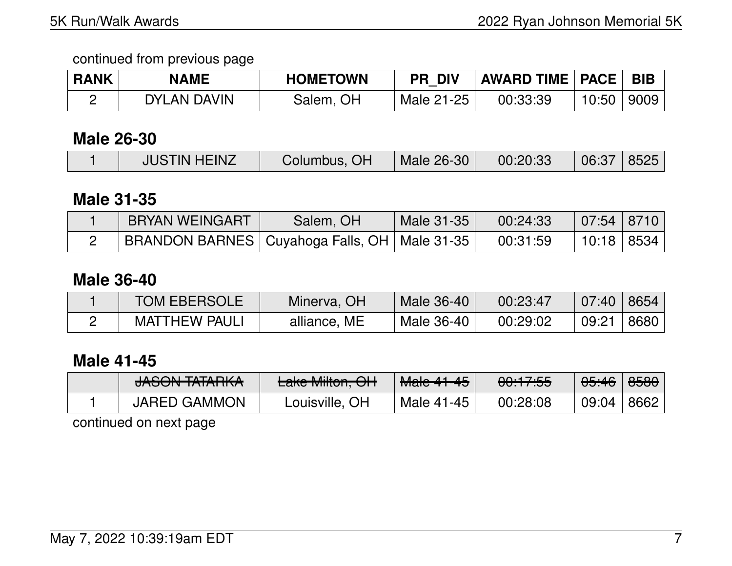continued from previous page

| RANK | NAME | HOMETOWN | PR_DIV | AWARD TIME | PACE | BIB |
|---|---|---|---|---|---|---|
| 2 | DYLAN DAVIN | Salem, OH | Male 21-25 | 00:33:39 | 10:50 | 9009 |

## Male 26-30

| RANK | NAME | HOMETOWN | PR_DIV | AWARD TIME | PACE | BIB |
|---|---|---|---|---|---|---|
| 1 | JUSTIN HEINZ | Columbus, OH | Male 26-30 | 00:20:33 | 06:37 | 8525 |

## Male 31-35

| RANK | NAME | HOMETOWN | PR_DIV | AWARD TIME | PACE | BIB |
|---|---|---|---|---|---|---|
| 1 | BRYAN WEINGART | Salem, OH | Male 31-35 | 00:24:33 | 07:54 | 8710 |
| 2 | BRANDON BARNES | Cuyahoga Falls, OH | Male 31-35 | 00:31:59 | 10:18 | 8534 |

## Male 36-40

| RANK | NAME | HOMETOWN | PR_DIV | AWARD TIME | PACE | BIB |
|---|---|---|---|---|---|---|
| 1 | TOM EBERSOLE | Minerva, OH | Male 36-40 | 00:23:47 | 07:40 | 8654 |
| 2 | MATTHEW PAULI | alliance, ME | Male 36-40 | 00:29:02 | 09:21 | 8680 |

## Male 41-45

| RANK | NAME | HOMETOWN | PR_DIV | AWARD TIME | PACE | BIB |
|---|---|---|---|---|---|---|
| | ~~JASON TATARKA~~ | ~~Lake Milton, OH~~ | ~~Male 41-45~~ | ~~00:17:55~~ | ~~05:46~~ | ~~8580~~ |
| 1 | JARED GAMMON | Louisville, OH | Male 41-45 | 00:28:08 | 09:04 | 8662 |

continued on next page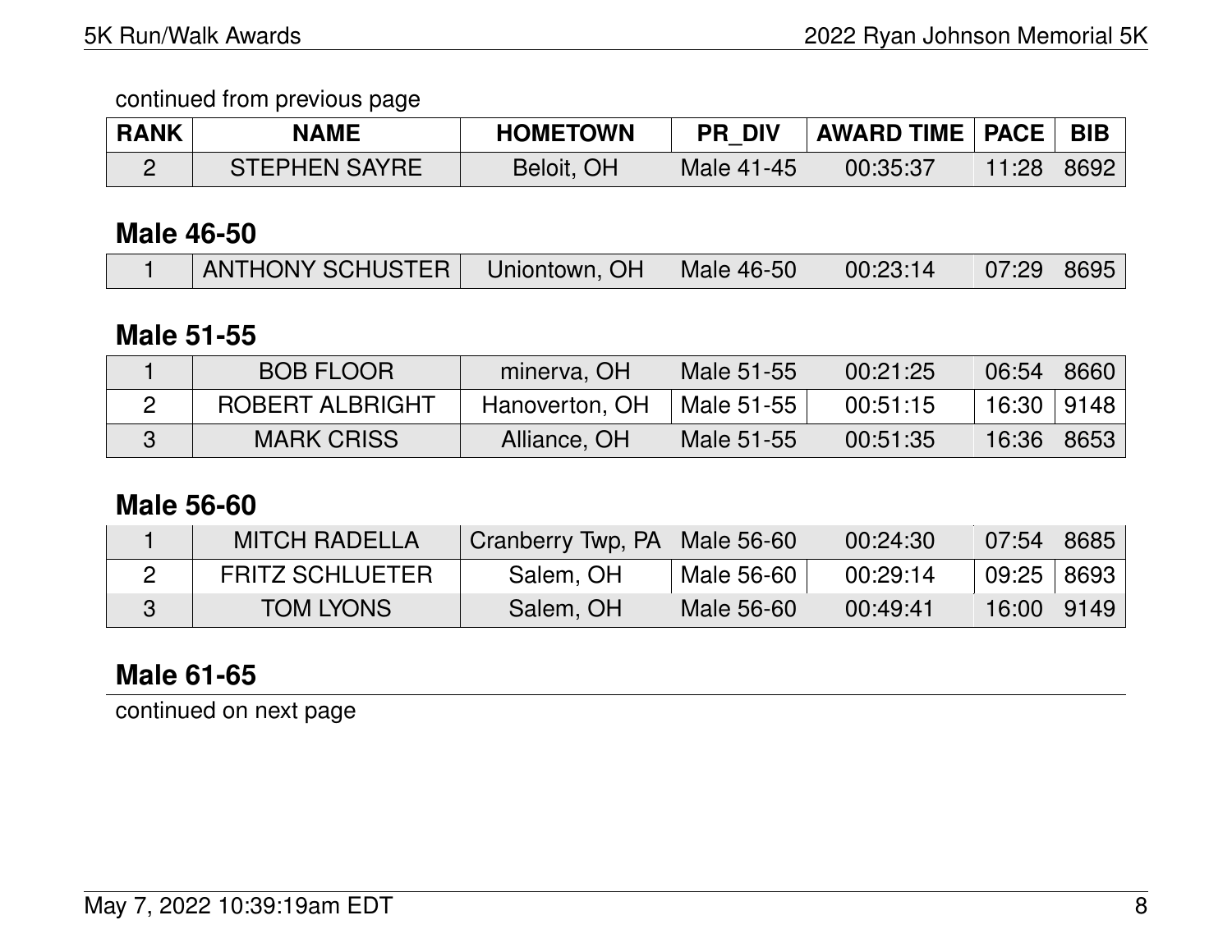continued from previous page

| RANK | NAME | HOMETOWN | PR_DIV | AWARD TIME | PACE | BIB |
|---|---|---|---|---|---|---|
| 2 | STEPHEN SAYRE | Beloit, OH | Male 41-45 | 00:35:37 | 11:28 | 8692 |

## Male 46-50

| RANK | NAME | HOMETOWN | PR_DIV | AWARD TIME | PACE | BIB |
|---|---|---|---|---|---|---|
| 1 | ANTHONY SCHUSTER | Uniontown, OH | Male 46-50 | 00:23:14 | 07:29 | 8695 |

## Male 51-55

| RANK | NAME | HOMETOWN | PR_DIV | AWARD TIME | PACE | BIB |
|---|---|---|---|---|---|---|
| 1 | BOB FLOOR | minerva, OH | Male 51-55 | 00:21:25 | 06:54 | 8660 |
| 2 | ROBERT ALBRIGHT | Hanoverton, OH | Male 51-55 | 00:51:15 | 16:30 | 9148 |
| 3 | MARK CRISS | Alliance, OH | Male 51-55 | 00:51:35 | 16:36 | 8653 |

## Male 56-60

| RANK | NAME | HOMETOWN | PR_DIV | AWARD TIME | PACE | BIB |
|---|---|---|---|---|---|---|
| 1 | MITCH RADELLA | Cranberry Twp, PA | Male 56-60 | 00:24:30 | 07:54 | 8685 |
| 2 | FRITZ SCHLUETER | Salem, OH | Male 56-60 | 00:29:14 | 09:25 | 8693 |
| 3 | TOM LYONS | Salem, OH | Male 56-60 | 00:49:41 | 16:00 | 9149 |

## Male 61-65

continued on next page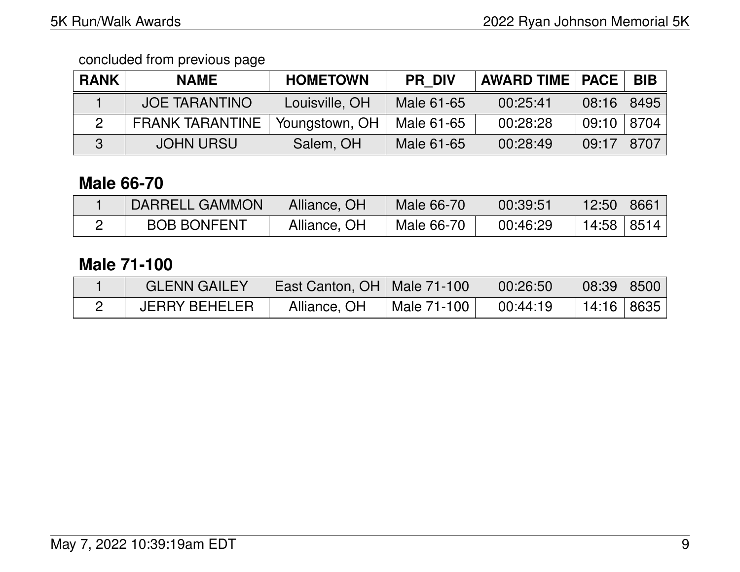concluded from previous page

| RANK | NAME | HOMETOWN | PR_DIV | AWARD TIME | PACE | BIB |
|---|---|---|---|---|---|---|
| 1 | JOE TARANTINO | Louisville, OH | Male 61-65 | 00:25:41 | 08:16 | 8495 |
| 2 | FRANK TARANTINE | Youngstown, OH | Male 61-65 | 00:28:28 | 09:10 | 8704 |
| 3 | JOHN URSU | Salem, OH | Male 61-65 | 00:28:49 | 09:17 | 8707 |

## Male 66-70

| | | | | | | |
|---|---|---|---|---|---|---|
| 1 | DARRELL GAMMON | Alliance, OH | Male 66-70 | 00:39:51 | 12:50 | 8661 |
| 2 | BOB BONFENT | Alliance, OH | Male 66-70 | 00:46:29 | 14:58 | 8514 |

## Male 71-100

| | | | | | | |
|---|---|---|---|---|---|---|
| 1 | GLENN GAILEY | East Canton, OH | Male 71-100 | 00:26:50 | 08:39 | 8500 |
| 2 | JERRY BEHELER | Alliance, OH | Male 71-100 | 00:44:19 | 14:16 | 8635 |